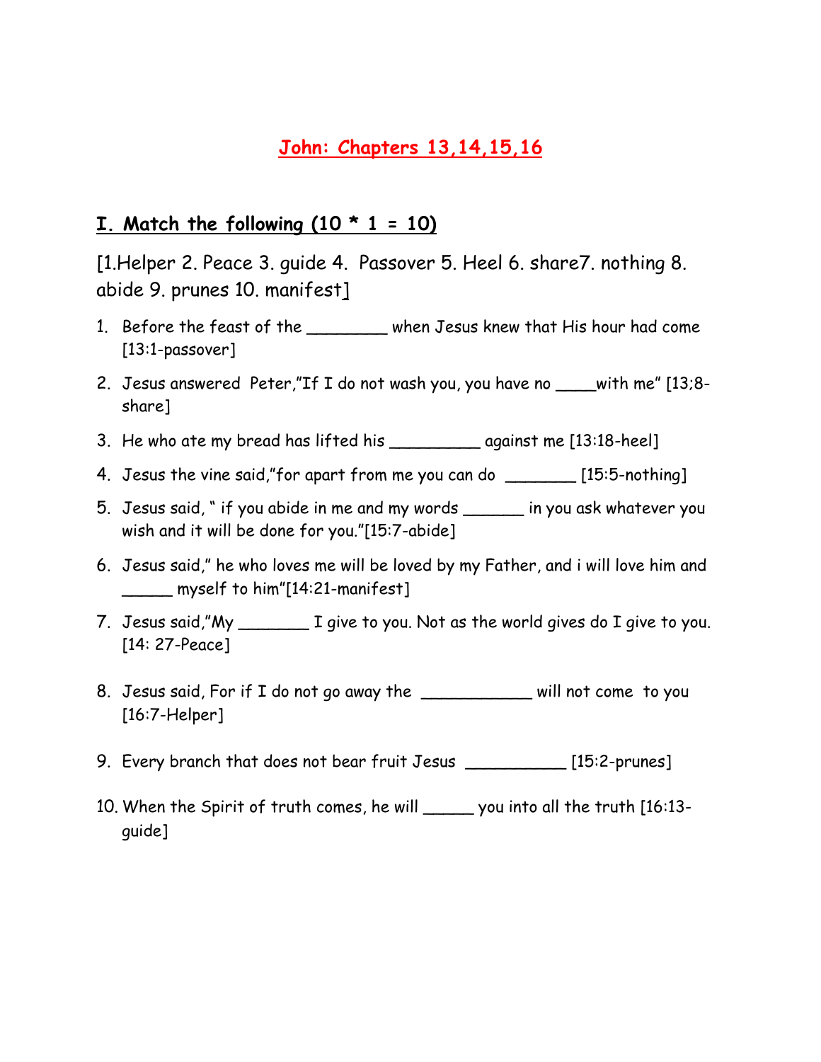# John: Chapters 13,14,15,16

## I. Match the following (10 * 1 = 10)

[1.Helper 2. Peace 3. guide 4. Passover 5. Heel 6. share7. nothing 8. abide 9. prunes 10. manifest]

1. Before the feast of the ________ when Jesus knew that His hour had come [13:1-passover]
2. Jesus answered Peter,"If I do not wash you, you have no ____with me" [13;8-share]
3. He who ate my bread has lifted his _________ against me [13:18-heel]
4. Jesus the vine said,"for apart from me you can do _______ [15:5-nothing]
5. Jesus said, " if you abide in me and my words ______ in you ask whatever you wish and it will be done for you."[15:7-abide]
6. Jesus said," he who loves me will be loved by my Father, and i will love him and _____ myself to him"[14:21-manifest]
7. Jesus said,"My _______ I give to you. Not as the world gives do I give to you. [14: 27-Peace]
8. Jesus said, For if I do not go away the ___________ will not come to you [16:7-Helper]
9. Every branch that does not bear fruit Jesus __________ [15:2-prunes]
10. When the Spirit of truth comes, he will _____ you into all the truth [16:13-guide]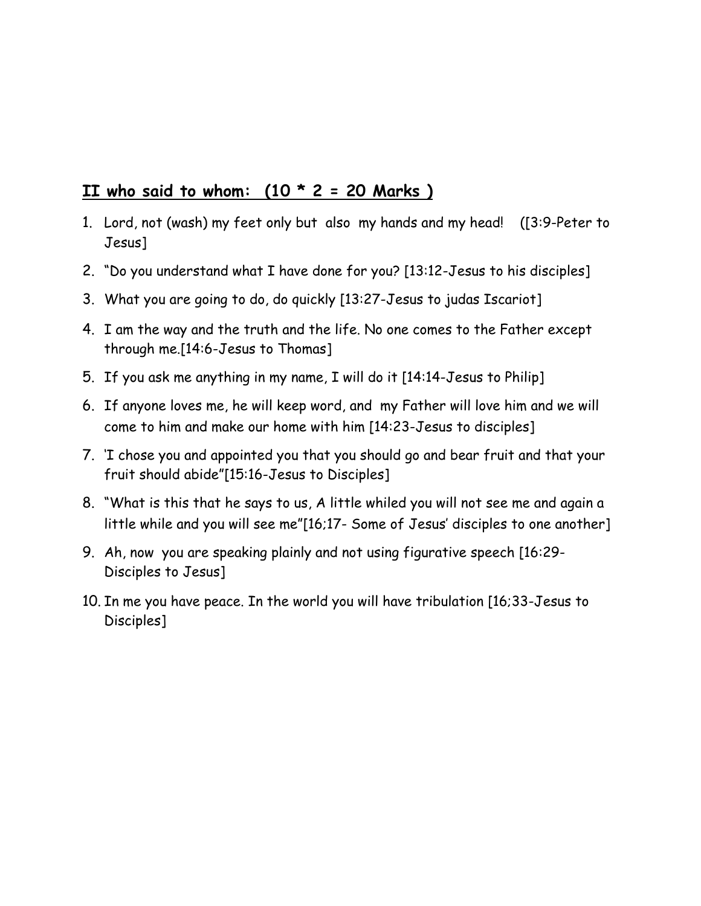## II who said to whom: (10 * 2 = 20 Marks )

1. Lord, not (wash) my feet only but also my hands and my head! ([3:9-Peter to Jesus]
2. "Do you understand what I have done for you? [13:12-Jesus to his disciples]
3. What you are going to do, do quickly [13:27-Jesus to judas Iscariot]
4. I am the way and the truth and the life. No one comes to the Father except through me.[14:6-Jesus to Thomas]
5. If you ask me anything in my name, I will do it [14:14-Jesus to Philip]
6. If anyone loves me, he will keep word, and my Father will love him and we will come to him and make our home with him [14:23-Jesus to disciples]
7. 'I chose you and appointed you that you should go and bear fruit and that your fruit should abide"[15:16-Jesus to Disciples]
8. "What is this that he says to us, A little whiled you will not see me and again a little while and you will see me"[16;17- Some of Jesus' disciples to one another]
9. Ah, now you are speaking plainly and not using figurative speech [16:29-Disciples to Jesus]
10. In me you have peace. In the world you will have tribulation [16;33-Jesus to Disciples]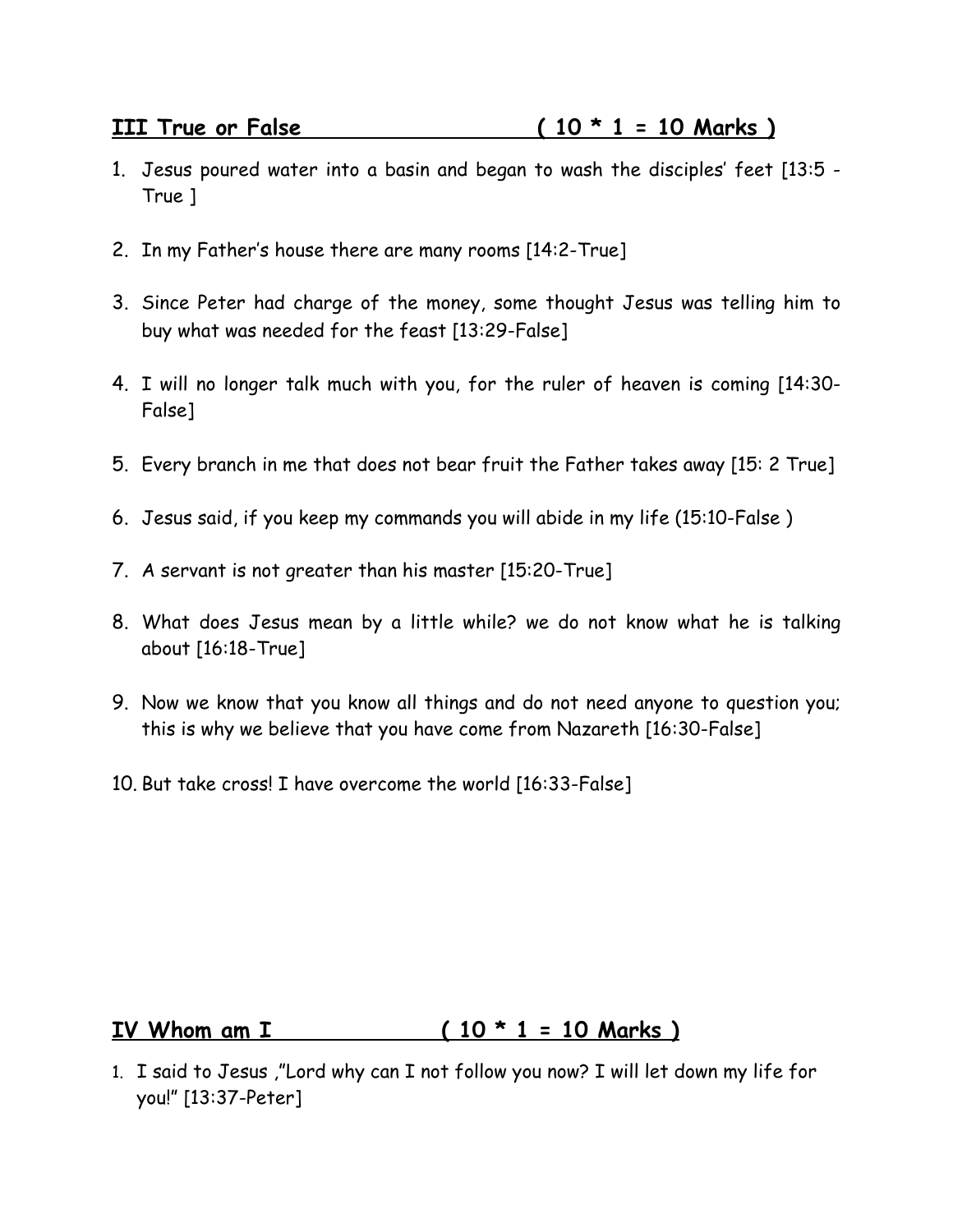## III True or False ( 10 * 1 = 10 Marks )

1. Jesus poured water into a basin and began to wash the disciples' feet [13:5 - True ]
2. In my Father's house there are many rooms [14:2-True]
3. Since Peter had charge of the money, some thought Jesus was telling him to buy what was needed for the feast [13:29-False]
4. I will no longer talk much with you, for the ruler of heaven is coming [14:30-False]
5. Every branch in me that does not bear fruit the Father takes away [15: 2 True]
6. Jesus said, if you keep my commands you will abide in my life (15:10-False )
7. A servant is not greater than his master [15:20-True]
8. What does Jesus mean by a little while? we do not know what he is talking about [16:18-True]
9. Now we know that you know all things and do not need anyone to question you; this is why we believe that you have come from Nazareth [16:30-False]
10. But take cross! I have overcome the world [16:33-False]

## IV Whom am I ( 10 * 1 = 10 Marks )

1. I said to Jesus ,"Lord why can I not follow you now? I will let down my life for you!" [13:37-Peter]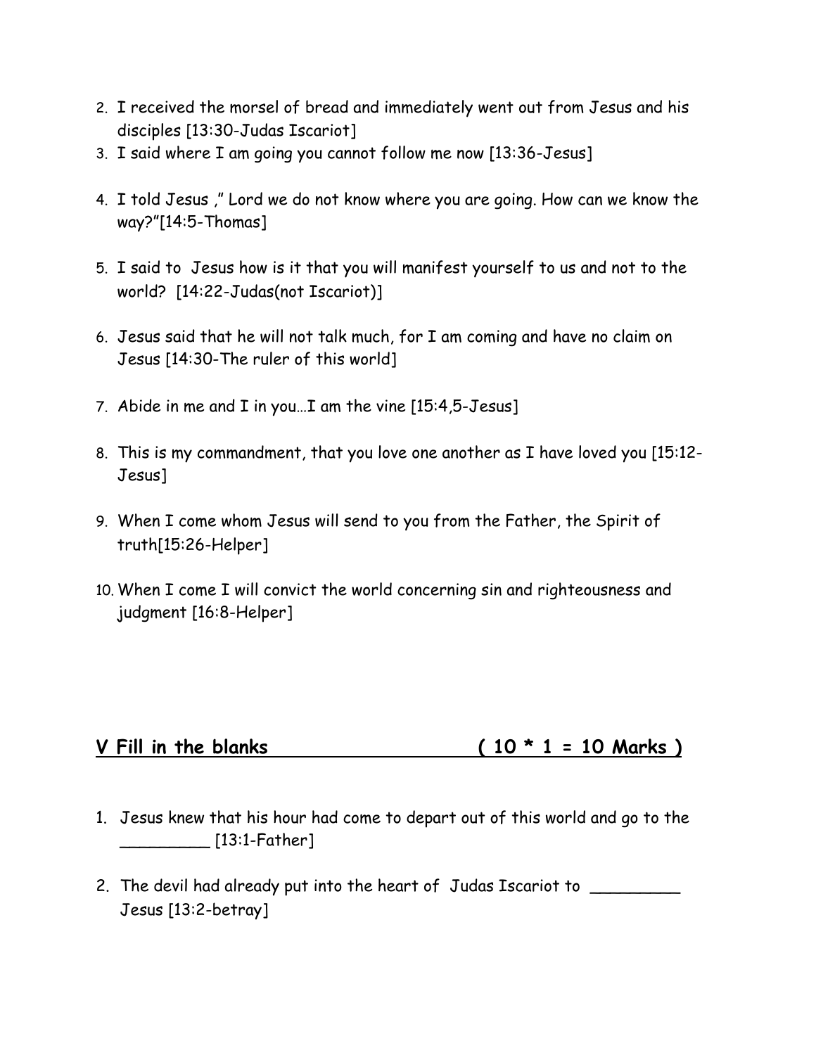2. I received the morsel of bread and immediately went out from Jesus and his disciples [13:30-Judas Iscariot]
3. I said where I am going you cannot follow me now [13:36-Jesus]
4. I told Jesus ," Lord we do not know where you are going. How can we know the way?"[14:5-Thomas]
5. I said to Jesus how is it that you will manifest yourself to us and not to the world? [14:22-Judas(not Iscariot)]
6. Jesus said that he will not talk much, for I am coming and have no claim on Jesus [14:30-The ruler of this world]
7. Abide in me and I in you…I am the vine [15:4,5-Jesus]
8. This is my commandment, that you love one another as I have loved you [15:12-Jesus]
9. When I come whom Jesus will send to you from the Father, the Spirit of truth[15:26-Helper]
10. When I come I will convict the world concerning sin and righteousness and judgment [16:8-Helper]

## V Fill in the blanks ( 10 * 1 = 10 Marks )

1. Jesus knew that his hour had come to depart out of this world and go to the _________ [13:1-Father]
2. The devil had already put into the heart of Judas Iscariot to _________ Jesus [13:2-betray]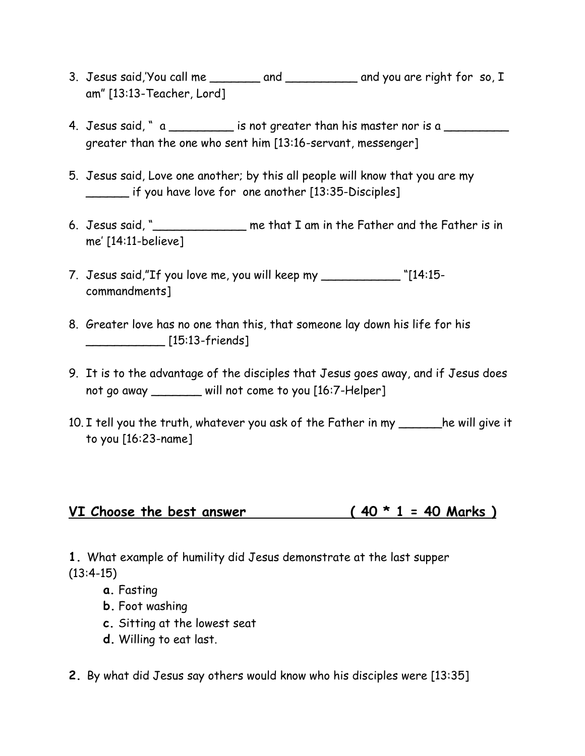3. Jesus said,'You call me _______ and __________ and you are right for so, I am" [13:13-Teacher, Lord]

4. Jesus said, " a _________ is not greater than his master nor is a _________ greater than the one who sent him [13:16-servant, messenger]

5. Jesus said, Love one another; by this all people will know that you are my ______ if you have love for one another [13:35-Disciples]

6. Jesus said, "_____________ me that I am in the Father and the Father is in me' [14:11-believe]

7. Jesus said,"If you love me, you will keep my ___________ "[14:15-commandments]

8. Greater love has no one than this, that someone lay down his life for his ___________ [15:13-friends]

9. It is to the advantage of the disciples that Jesus goes away, and if Jesus does not go away _______ will not come to you [16:7-Helper]

10. I tell you the truth, whatever you ask of the Father in my ______he will give it to you [16:23-name]

## VI Choose the best answer ( 40 * 1 = 40 Marks )

**1.** What example of humility did Jesus demonstrate at the last supper (13:4-15)

- **a.** Fasting
- **b.** Foot washing
- **c.** Sitting at the lowest seat
- **d.** Willing to eat last.

**2.** By what did Jesus say others would know who his disciples were [13:35]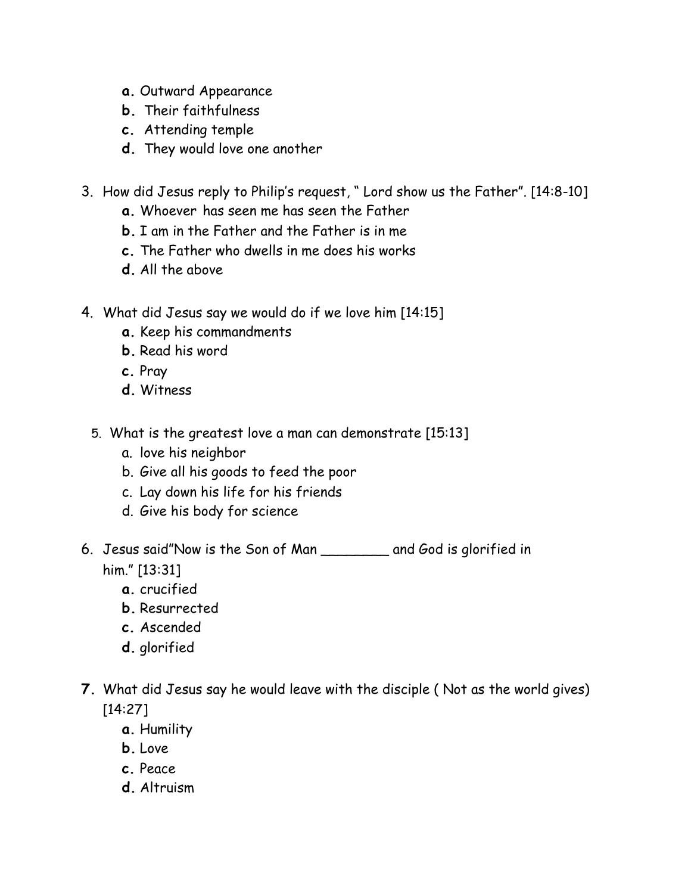- **a.** Outward Appearance
- **b.** Their faithfulness
- **c.** Attending temple
- **d.** They would love one another

3. How did Jesus reply to Philip's request, " Lord show us the Father". [14:8-10]
   - **a.** Whoever has seen me has seen the Father
   - **b.** I am in the Father and the Father is in me
   - **c.** The Father who dwells in me does his works
   - **d.** All the above

4. What did Jesus say we would do if we love him [14:15]
   - **a.** Keep his commandments
   - **b.** Read his word
   - **c.** Pray
   - **d.** Witness

5. What is the greatest love a man can demonstrate [15:13]
   - a. love his neighbor
   - b. Give all his goods to feed the poor
   - c. Lay down his life for his friends
   - d. Give his body for science

6. Jesus said"Now is the Son of Man ________ and God is glorified in him." [13:31]
   - **a.** crucified
   - **b.** Resurrected
   - **c.** Ascended
   - **d.** glorified

7. What did Jesus say he would leave with the disciple ( Not as the world gives) [14:27]
   - **a.** Humility
   - **b.** Love
   - **c.** Peace
   - **d.** Altruism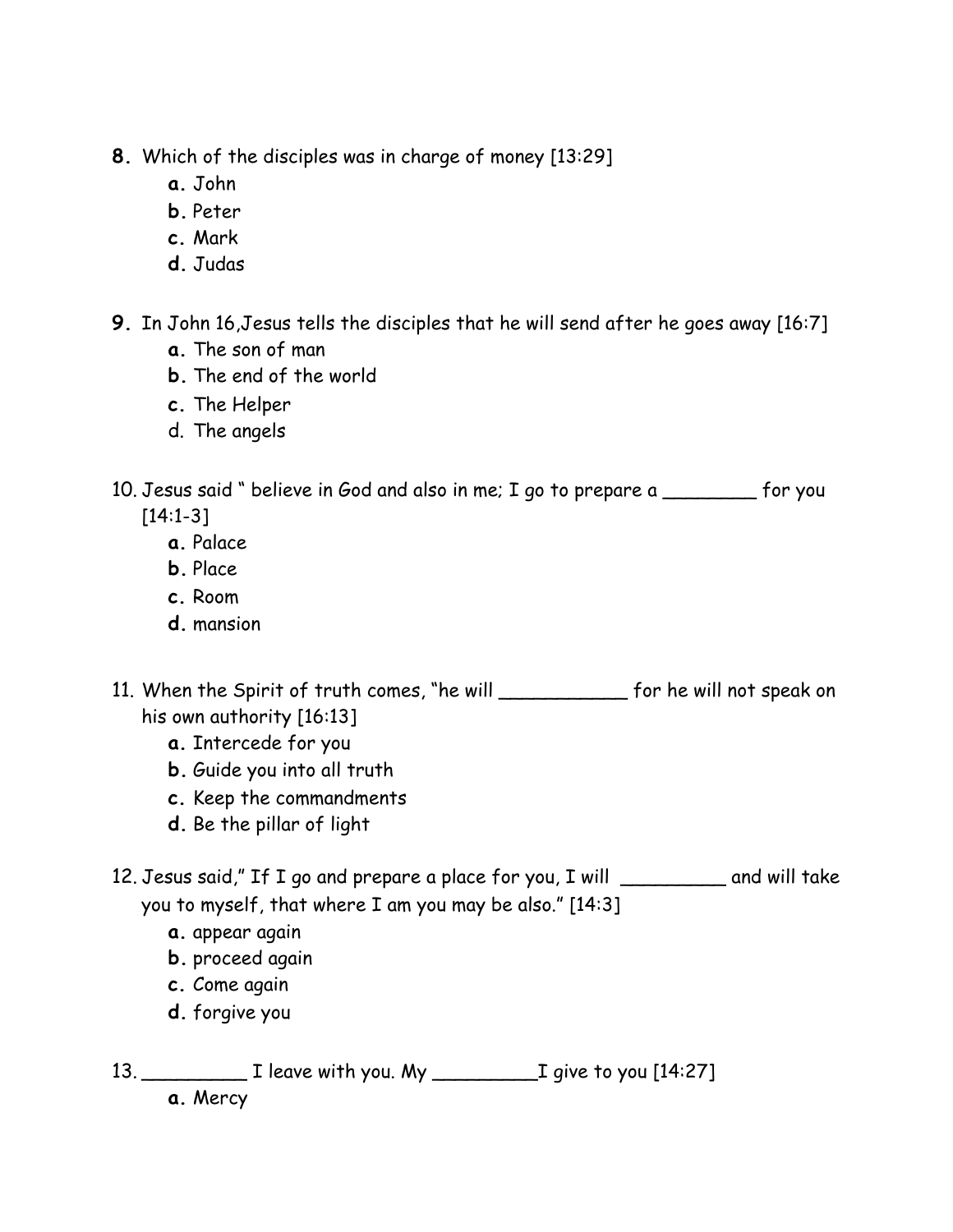8. Which of the disciples was in charge of money [13:29]
   a. John
   b. Peter
   c. Mark
   d. Judas

9. In John 16,Jesus tells the disciples that he will send after he goes away [16:7]
   a. The son of man
   b. The end of the world
   c. The Helper
   d. The angels

10. Jesus said " believe in God and also in me; I go to prepare a ________ for you [14:1-3]
    a. Palace
    b. Place
    c. Room
    d. mansion

11. When the Spirit of truth comes, "he will ___________ for he will not speak on his own authority [16:13]
    a. Intercede for you
    b. Guide you into all truth
    c. Keep the commandments
    d. Be the pillar of light

12. Jesus said," If I go and prepare a place for you, I will _________ and will take you to myself, that where I am you may be also." [14:3]
    a. appear again
    b. proceed again
    c. Come again
    d. forgive you

13. _________ I leave with you. My _________I give to you [14:27]
    a. Mercy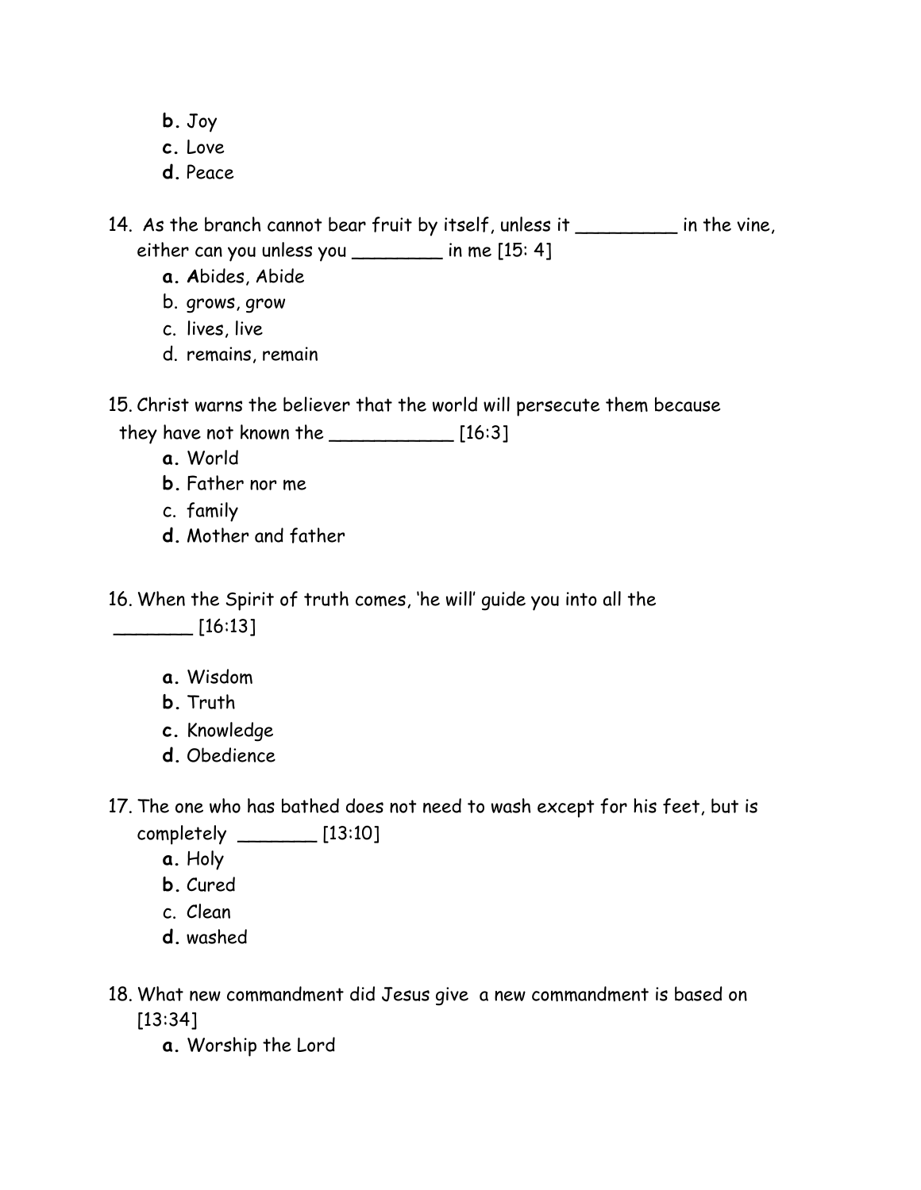b. Joy
c. Love
d. Peace

14. As the branch cannot bear fruit by itself, unless it _________ in the vine, either can you unless you ________ in me [15: 4]
    a. Abides, Abide
    b. grows, grow
    c. lives, live
    d. remains, remain

15. Christ warns the believer that the world will persecute them because they have not known the ___________ [16:3]
    a. World
    b. Father nor me
    c. family
    d. Mother and father

16. When the Spirit of truth comes, 'he will' guide you into all the _______ [16:13]

    a. Wisdom
    b. Truth
    c. Knowledge
    d. Obedience

17. The one who has bathed does not need to wash except for his feet, but is completely _______ [13:10]
    a. Holy
    b. Cured
    c. Clean
    d. washed

18. What new commandment did Jesus give a new commandment is based on [13:34]
    a. Worship the Lord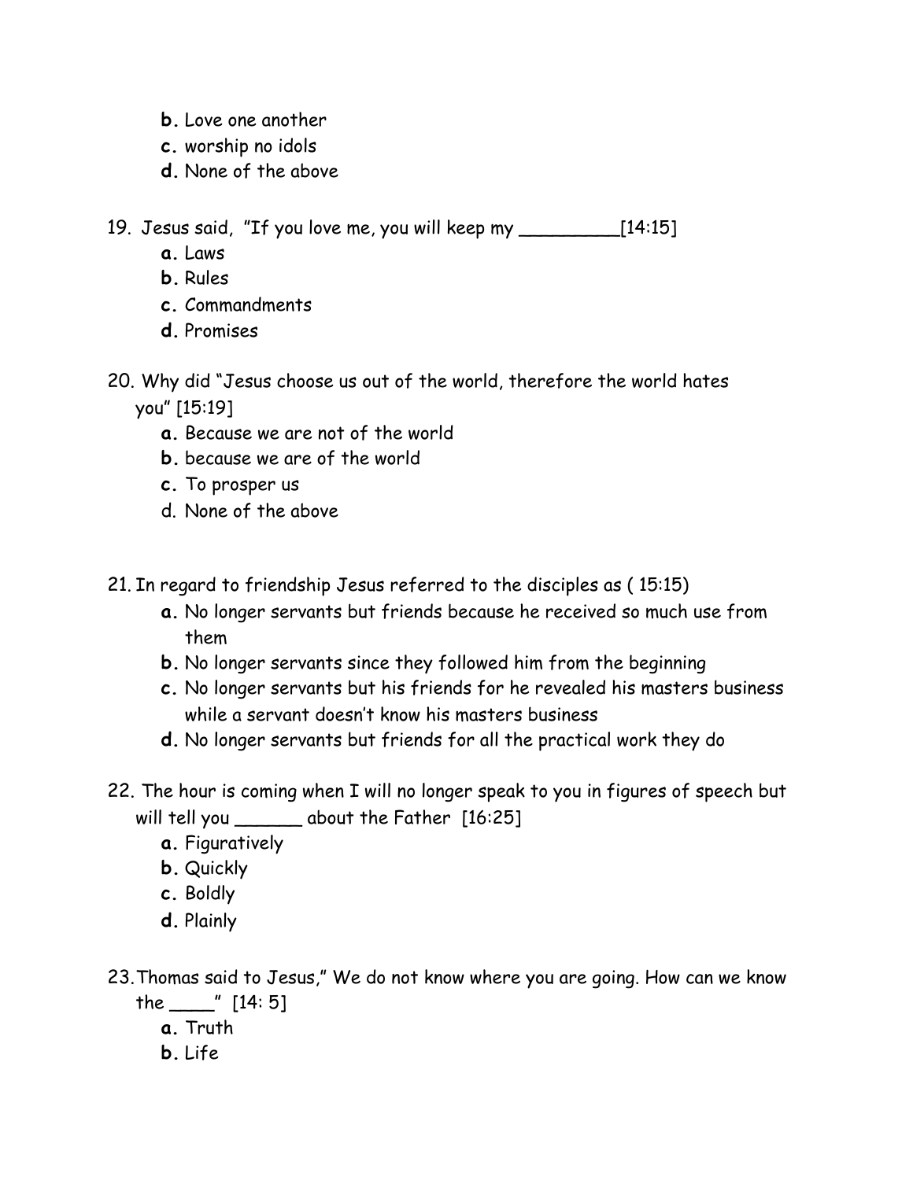**b.** Love one another
**c.** worship no idols
**d.** None of the above

19. Jesus said, "If you love me, you will keep my _________[14:15]
    **a.** Laws
    **b.** Rules
    **c.** Commandments
    **d.** Promises

20. Why did "Jesus choose us out of the world, therefore the world hates you" [15:19]
    **a.** Because we are not of the world
    **b.** because we are of the world
    **c.** To prosper us
    d. None of the above

21. In regard to friendship Jesus referred to the disciples as ( 15:15)
    **a.** No longer servants but friends because he received so much use from them
    **b.** No longer servants since they followed him from the beginning
    **c.** No longer servants but his friends for he revealed his masters business while a servant doesn't know his masters business
    **d.** No longer servants but friends for all the practical work they do

22. The hour is coming when I will no longer speak to you in figures of speech but will tell you ______ about the Father [16:25]
    **a.** Figuratively
    **b.** Quickly
    **c.** Boldly
    **d.** Plainly

23. Thomas said to Jesus," We do not know where you are going. How can we know the ____" [14: 5]
    **a.** Truth
    **b.** Life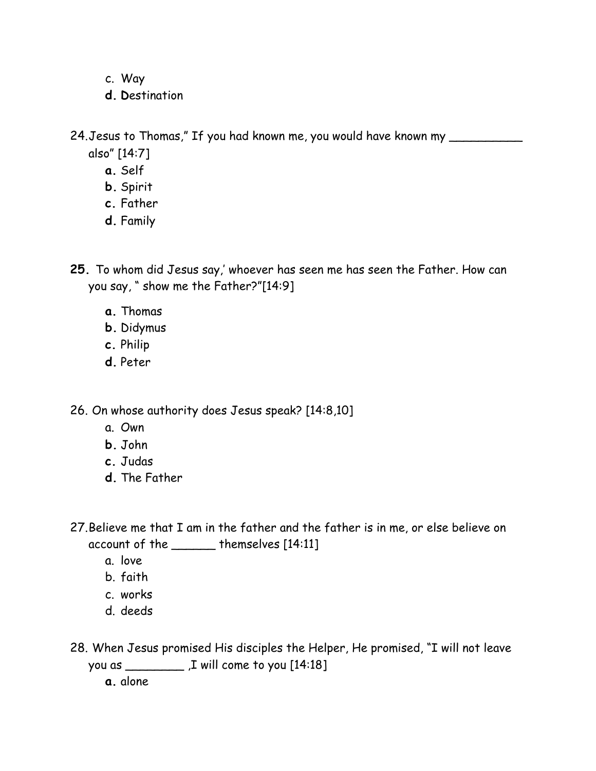c. Way
d. Destination

24. Jesus to Thomas," If you had known me, you would have known my __________ also" [14:7]

a. Self
b. Spirit
c. Father
d. Family

25. To whom did Jesus say,' whoever has seen me has seen the Father. How can you say, " show me the Father?"[14:9]

a. Thomas
b. Didymus
c. Philip
d. Peter

26. On whose authority does Jesus speak? [14:8,10]

a. Own
b. John
c. Judas
d. The Father

27. Believe me that I am in the father and the father is in me, or else believe on account of the ______ themselves [14:11]

a. love
b. faith
c. works
d. deeds

28. When Jesus promised His disciples the Helper, He promised, "I will not leave you as ________ ,I will come to you [14:18]

a. alone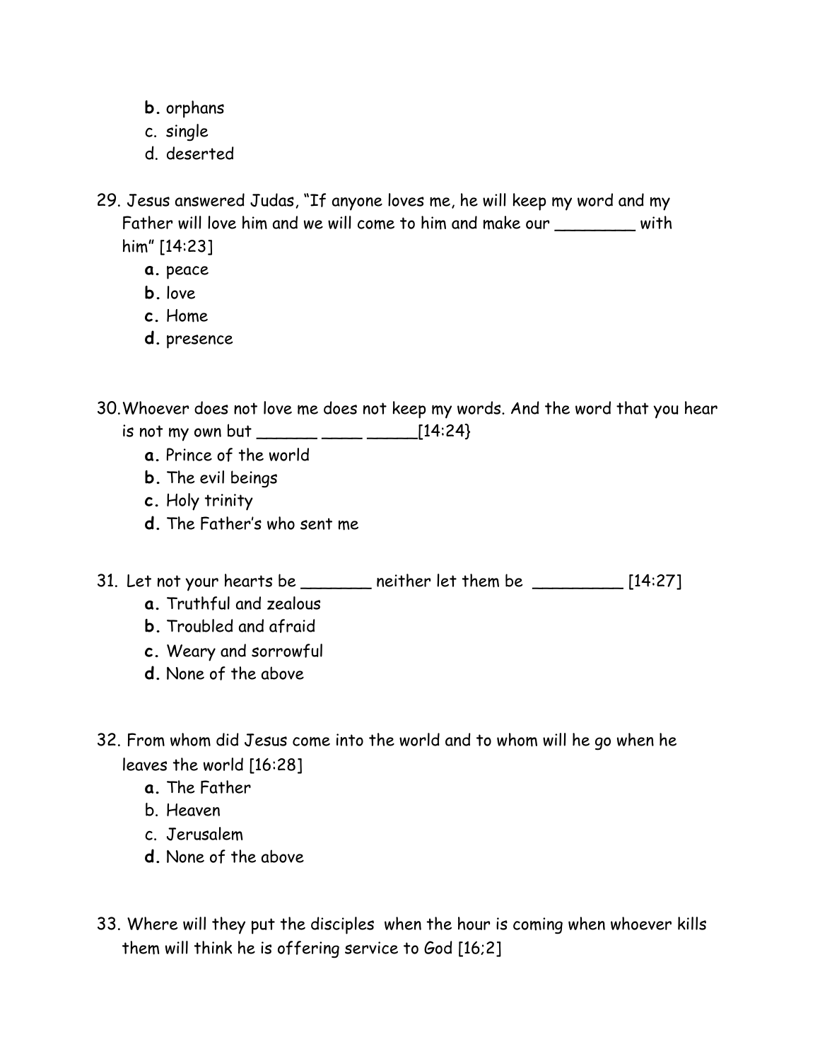b. orphans
  c. single
  d. deserted

29. Jesus answered Judas, "If anyone loves me, he will keep my word and my Father will love him and we will come to him and make our ________ with him" [14:23]
  **a.** peace
  **b.** love
  **c.** Home
  **d.** presence

30. Whoever does not love me does not keep my words. And the word that you hear is not my own but ______ ____ _____[14:24}
  **a.** Prince of the world
  **b.** The evil beings
  **c.** Holy trinity
  **d.** The Father's who sent me

31. Let not your hearts be _______ neither let them be _________ [14:27]
  **a.** Truthful and zealous
  **b.** Troubled and afraid
  **c.** Weary and sorrowful
  **d.** None of the above

32. From whom did Jesus come into the world and to whom will he go when he leaves the world [16:28]
  **a.** The Father
  b. Heaven
  c. Jerusalem
  **d.** None of the above

33. Where will they put the disciples when the hour is coming when whoever kills them will think he is offering service to God [16;2]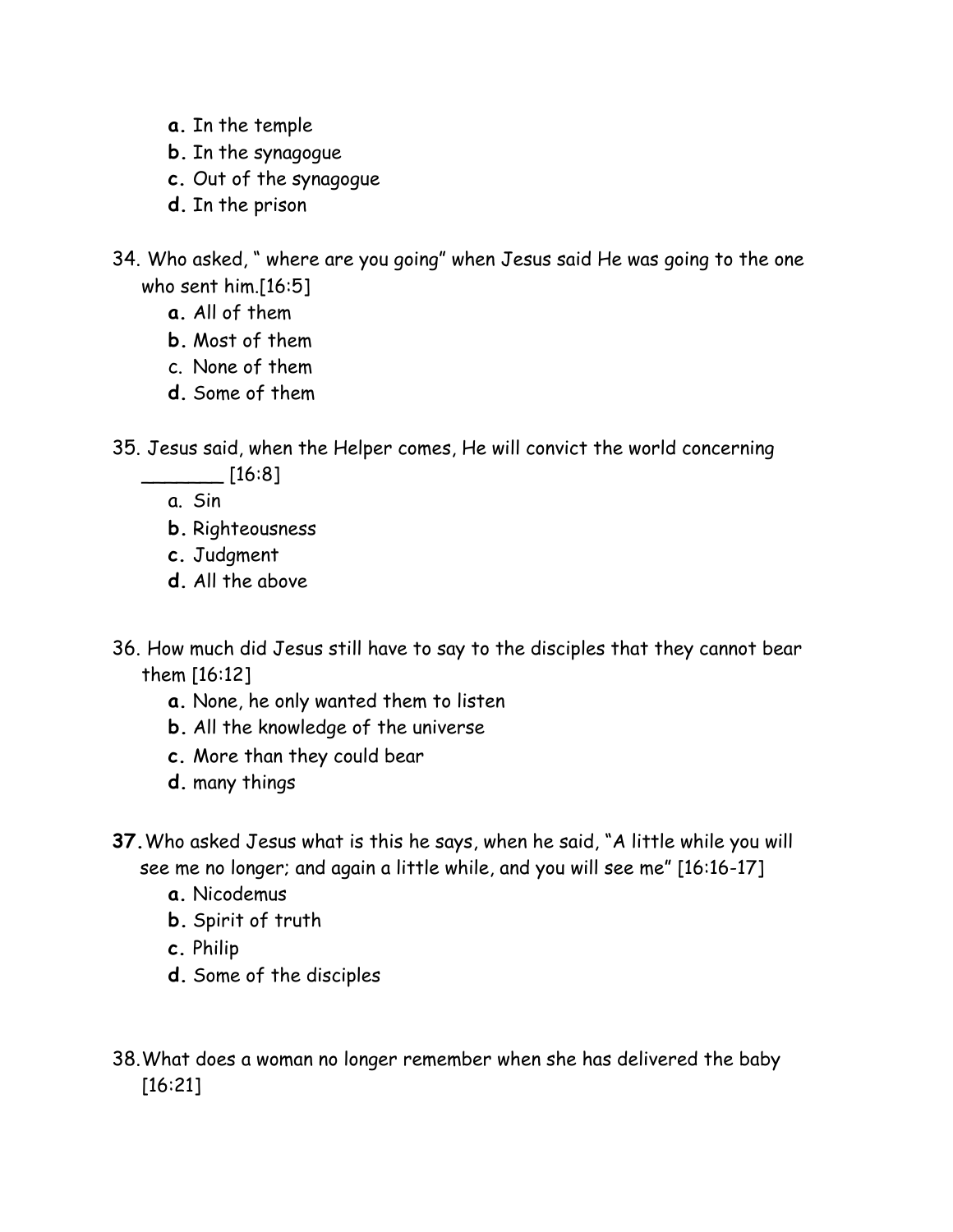a. In the temple
b. In the synagogue
c. Out of the synagogue
d. In the prison

34. Who asked, " where are you going" when Jesus said He was going to the one who sent him.[16:5]
   a. All of them
   b. Most of them
   c. None of them
   d. Some of them

35. Jesus said, when the Helper comes, He will convict the world concerning _______ [16:8]
   a. Sin
   b. Righteousness
   c. Judgment
   d. All the above

36. How much did Jesus still have to say to the disciples that they cannot bear them [16:12]
   a. None, he only wanted them to listen
   b. All the knowledge of the universe
   c. More than they could bear
   d. many things

37. Who asked Jesus what is this he says, when he said, "A little while you will see me no longer; and again a little while, and you will see me" [16:16-17]
   a. Nicodemus
   b. Spirit of truth
   c. Philip
   d. Some of the disciples

38. What does a woman no longer remember when she has delivered the baby [16:21]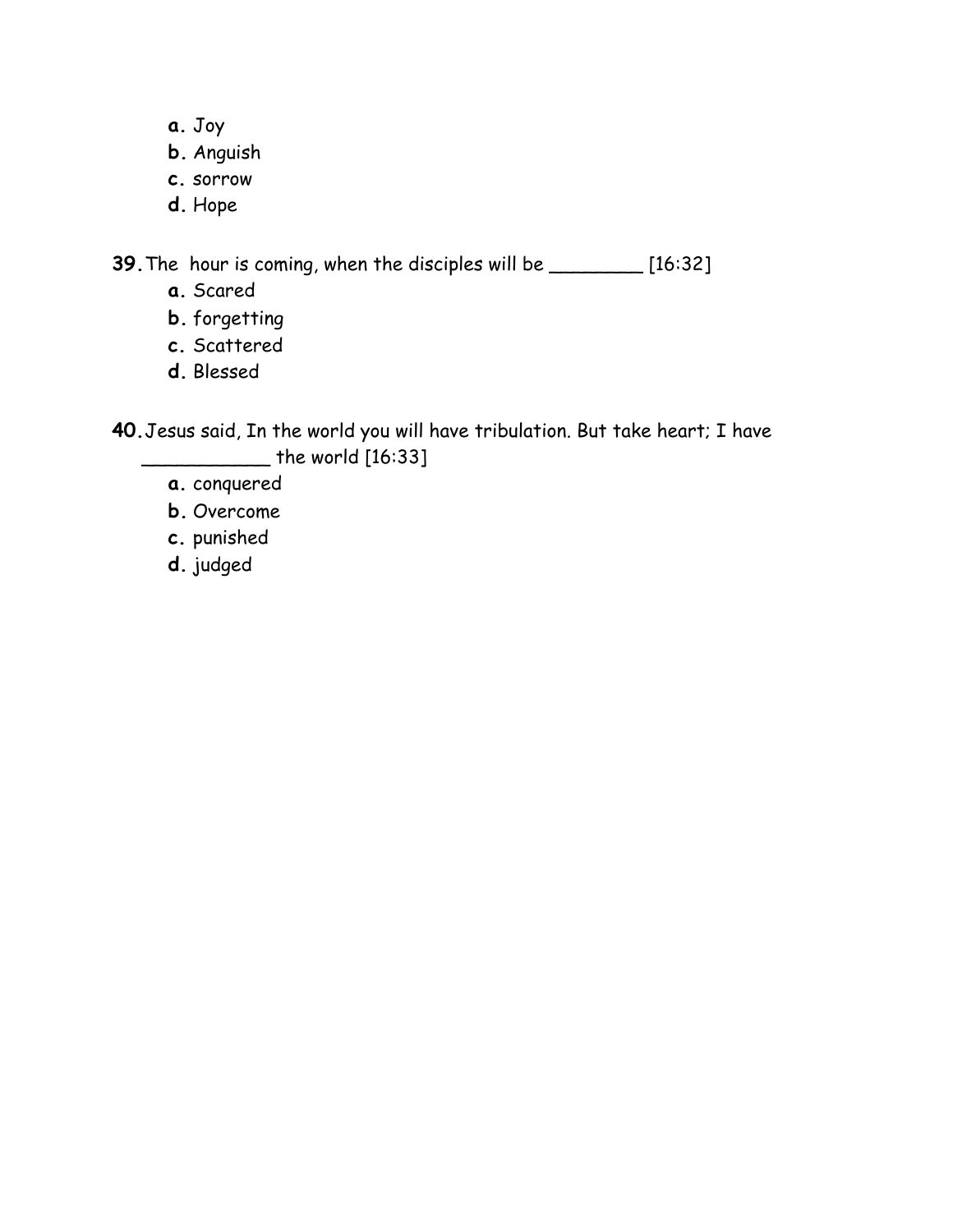a. Joy
b. Anguish
c. sorrow
d. Hope

39. The hour is coming, when the disciples will be ________ [16:32]
a. Scared
b. forgetting
c. Scattered
d. Blessed

40. Jesus said, In the world you will have tribulation. But take heart; I have ___________ the world [16:33]
a. conquered
b. Overcome
c. punished
d. judged